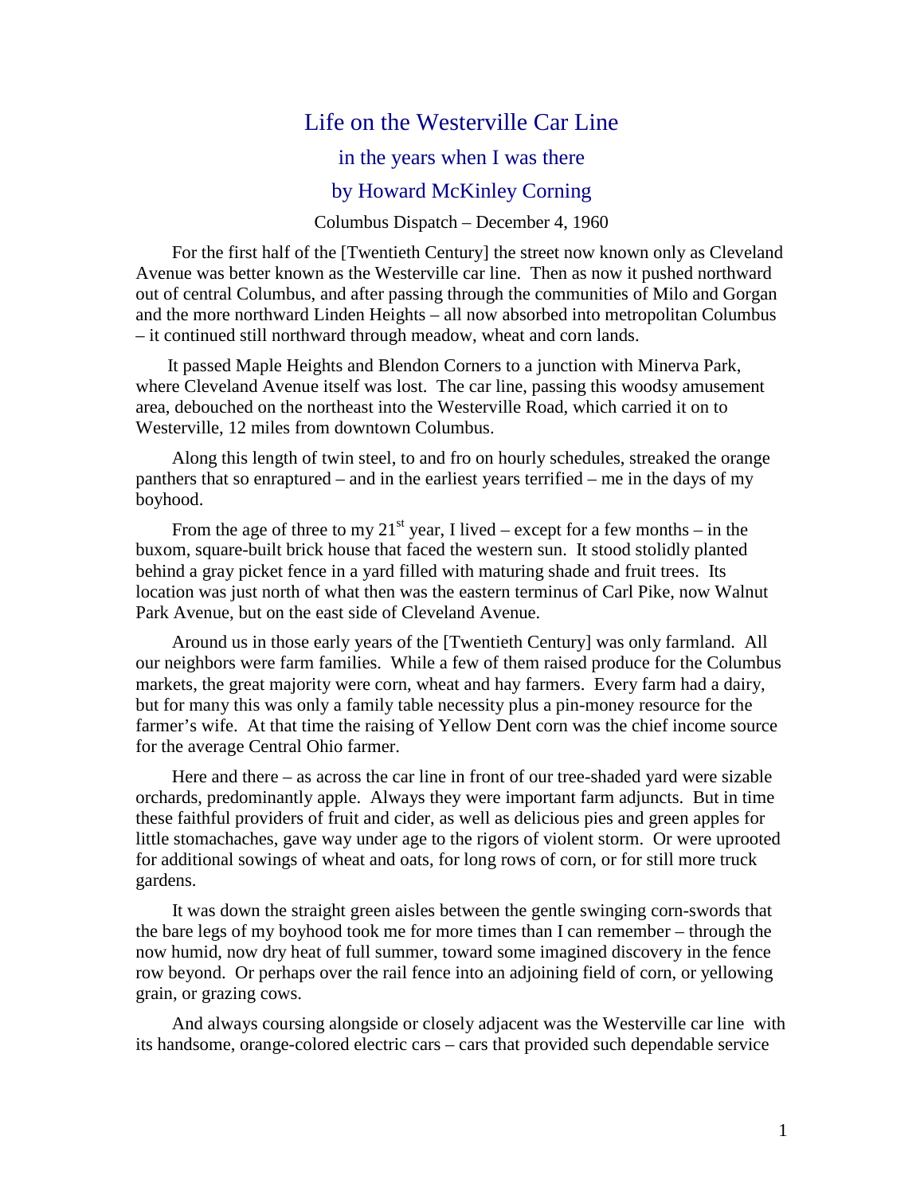# Life on the Westerville Car Line

## in the years when I was there

## by Howard McKinley Corning

Columbus Dispatch – December 4, 1960

For the first half of the [Twentieth Century] the street now known only as Cleveland Avenue was better known as the Westerville car line. Then as now it pushed northward out of central Columbus, and after passing through the communities of Milo and Gorgan and the more northward Linden Heights – all now absorbed into metropolitan Columbus – it continued still northward through meadow, wheat and corn lands.

It passed Maple Heights and Blendon Corners to a junction with Minerva Park, where Cleveland Avenue itself was lost. The car line, passing this woodsy amusement area, debouched on the northeast into the Westerville Road, which carried it on to Westerville, 12 miles from downtown Columbus.

Along this length of twin steel, to and fro on hourly schedules, streaked the orange panthers that so enraptured – and in the earliest years terrified – me in the days of my boyhood.

From the age of three to my 21st year, I lived – except for a few months – in the buxom, square-built brick house that faced the western sun. It stood stolidly planted behind a gray picket fence in a yard filled with maturing shade and fruit trees. Its location was just north of what then was the eastern terminus of Carl Pike, now Walnut Park Avenue, but on the east side of Cleveland Avenue.

Around us in those early years of the [Twentieth Century] was only farmland. All our neighbors were farm families. While a few of them raised produce for the Columbus markets, the great majority were corn, wheat and hay farmers. Every farm had a dairy, but for many this was only a family table necessity plus a pin-money resource for the farmer's wife. At that time the raising of Yellow Dent corn was the chief income source for the average Central Ohio farmer.

Here and there – as across the car line in front of our tree-shaded yard were sizable orchards, predominantly apple. Always they were important farm adjuncts. But in time these faithful providers of fruit and cider, as well as delicious pies and green apples for little stomachaches, gave way under age to the rigors of violent storm. Or were uprooted for additional sowings of wheat and oats, for long rows of corn, or for still more truck gardens.

It was down the straight green aisles between the gentle swinging corn-swords that the bare legs of my boyhood took me for more times than I can remember – through the now humid, now dry heat of full summer, toward some imagined discovery in the fence row beyond. Or perhaps over the rail fence into an adjoining field of corn, or yellowing grain, or grazing cows.

And always coursing alongside or closely adjacent was the Westerville car line with its handsome, orange-colored electric cars – cars that provided such dependable service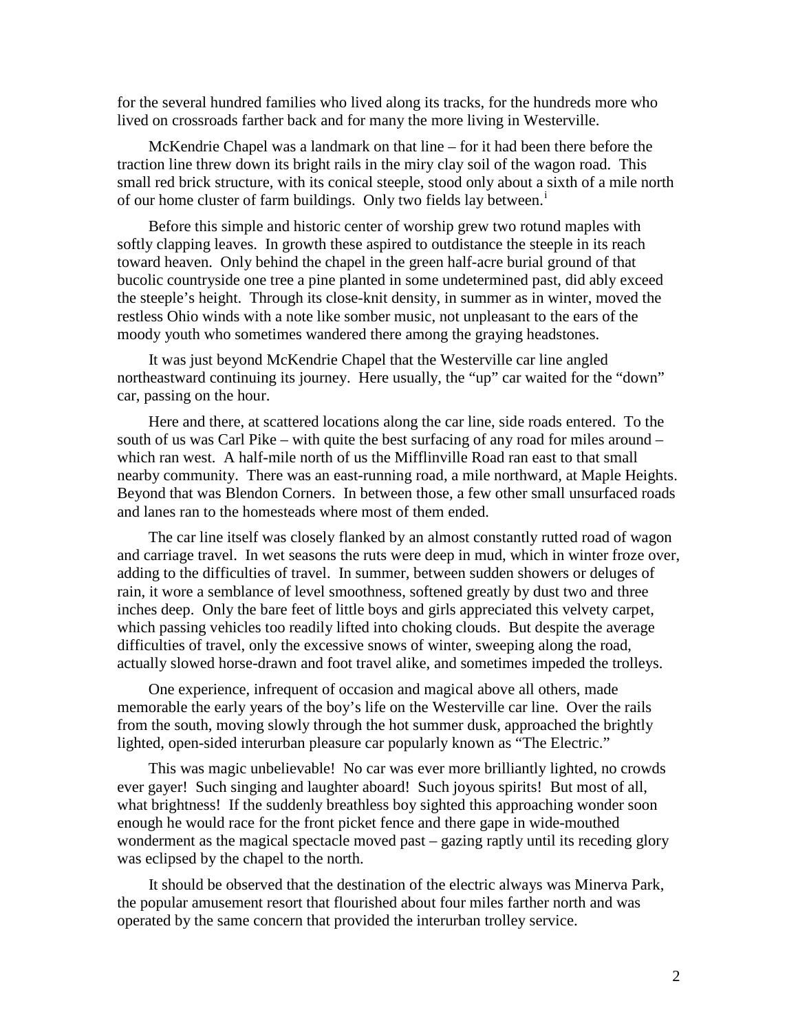for the several hundred families who lived along its tracks, for the hundreds more who lived on crossroads farther back and for many the more living in Westerville.

McKendrie Chapel was a landmark on that line – for it had been there before the traction line threw down its bright rails in the miry clay soil of the wagon road. This small red brick structure, with its conical steeple, stood only about a sixth of a mile north of our home cluster of farm buildings. Only two fields lay between.[i]

Before this simple and historic center of worship grew two rotund maples with softly clapping leaves. In growth these aspired to outdistance the steeple in its reach toward heaven. Only behind the chapel in the green half-acre burial ground of that bucolic countryside one tree a pine planted in some undetermined past, did ably exceed the steeple's height. Through its close-knit density, in summer as in winter, moved the restless Ohio winds with a note like somber music, not unpleasant to the ears of the moody youth who sometimes wandered there among the graying headstones.

It was just beyond McKendrie Chapel that the Westerville car line angled northeastward continuing its journey. Here usually, the "up" car waited for the "down" car, passing on the hour.

Here and there, at scattered locations along the car line, side roads entered. To the south of us was Carl Pike – with quite the best surfacing of any road for miles around – which ran west. A half-mile north of us the Mifflinville Road ran east to that small nearby community. There was an east-running road, a mile northward, at Maple Heights. Beyond that was Blendon Corners. In between those, a few other small unsurfaced roads and lanes ran to the homesteads where most of them ended.

The car line itself was closely flanked by an almost constantly rutted road of wagon and carriage travel. In wet seasons the ruts were deep in mud, which in winter froze over, adding to the difficulties of travel. In summer, between sudden showers or deluges of rain, it wore a semblance of level smoothness, softened greatly by dust two and three inches deep. Only the bare feet of little boys and girls appreciated this velvety carpet, which passing vehicles too readily lifted into choking clouds. But despite the average difficulties of travel, only the excessive snows of winter, sweeping along the road, actually slowed horse-drawn and foot travel alike, and sometimes impeded the trolleys.

One experience, infrequent of occasion and magical above all others, made memorable the early years of the boy's life on the Westerville car line. Over the rails from the south, moving slowly through the hot summer dusk, approached the brightly lighted, open-sided interurban pleasure car popularly known as "The Electric."

This was magic unbelievable! No car was ever more brilliantly lighted, no crowds ever gayer! Such singing and laughter aboard! Such joyous spirits! But most of all, what brightness! If the suddenly breathless boy sighted this approaching wonder soon enough he would race for the front picket fence and there gape in wide-mouthed wonderment as the magical spectacle moved past – gazing raptly until its receding glory was eclipsed by the chapel to the north.

It should be observed that the destination of the electric always was Minerva Park, the popular amusement resort that flourished about four miles farther north and was operated by the same concern that provided the interurban trolley service.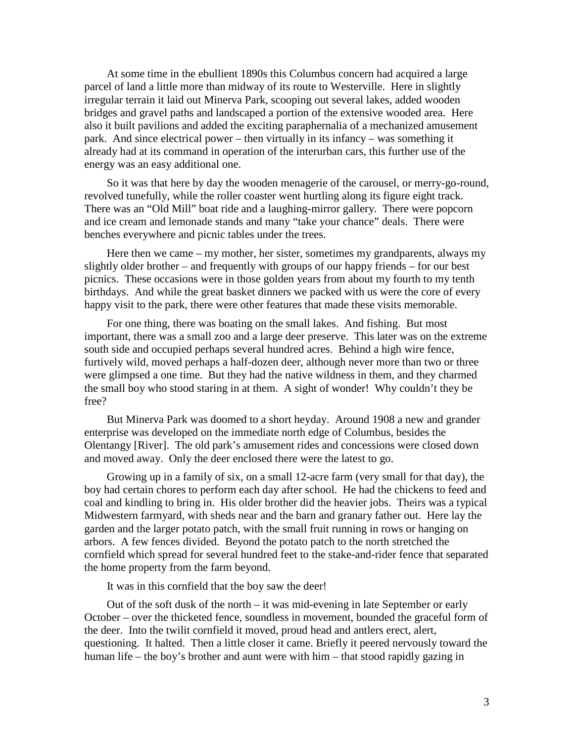At some time in the ebullient 1890s this Columbus concern had acquired a large parcel of land a little more than midway of its route to Westerville. Here in slightly irregular terrain it laid out Minerva Park, scooping out several lakes, added wooden bridges and gravel paths and landscaped a portion of the extensive wooded area. Here also it built pavilions and added the exciting paraphernalia of a mechanized amusement park. And since electrical power – then virtually in its infancy – was something it already had at its command in operation of the interurban cars, this further use of the energy was an easy additional one.

So it was that here by day the wooden menagerie of the carousel, or merry-go-round, revolved tunefully, while the roller coaster went hurtling along its figure eight track. There was an "Old Mill" boat ride and a laughing-mirror gallery. There were popcorn and ice cream and lemonade stands and many "take your chance" deals. There were benches everywhere and picnic tables under the trees.

Here then we came – my mother, her sister, sometimes my grandparents, always my slightly older brother – and frequently with groups of our happy friends – for our best picnics. These occasions were in those golden years from about my fourth to my tenth birthdays. And while the great basket dinners we packed with us were the core of every happy visit to the park, there were other features that made these visits memorable.

For one thing, there was boating on the small lakes. And fishing. But most important, there was a small zoo and a large deer preserve. This later was on the extreme south side and occupied perhaps several hundred acres. Behind a high wire fence, furtively wild, moved perhaps a half-dozen deer, although never more than two or three were glimpsed a one time. But they had the native wildness in them, and they charmed the small boy who stood staring in at them. A sight of wonder! Why couldn't they be free?

But Minerva Park was doomed to a short heyday. Around 1908 a new and grander enterprise was developed on the immediate north edge of Columbus, besides the Olentangy [River]. The old park's amusement rides and concessions were closed down and moved away. Only the deer enclosed there were the latest to go.

Growing up in a family of six, on a small 12-acre farm (very small for that day), the boy had certain chores to perform each day after school. He had the chickens to feed and coal and kindling to bring in. His older brother did the heavier jobs. Theirs was a typical Midwestern farmyard, with sheds near and the barn and granary father out. Here lay the garden and the larger potato patch, with the small fruit running in rows or hanging on arbors. A few fences divided. Beyond the potato patch to the north stretched the cornfield which spread for several hundred feet to the stake-and-rider fence that separated the home property from the farm beyond.

It was in this cornfield that the boy saw the deer!

Out of the soft dusk of the north – it was mid-evening in late September or early October – over the thicketed fence, soundless in movement, bounded the graceful form of the deer. Into the twilit cornfield it moved, proud head and antlers erect, alert, questioning. It halted. Then a little closer it came. Briefly it peered nervously toward the human life – the boy's brother and aunt were with him – that stood rapidly gazing in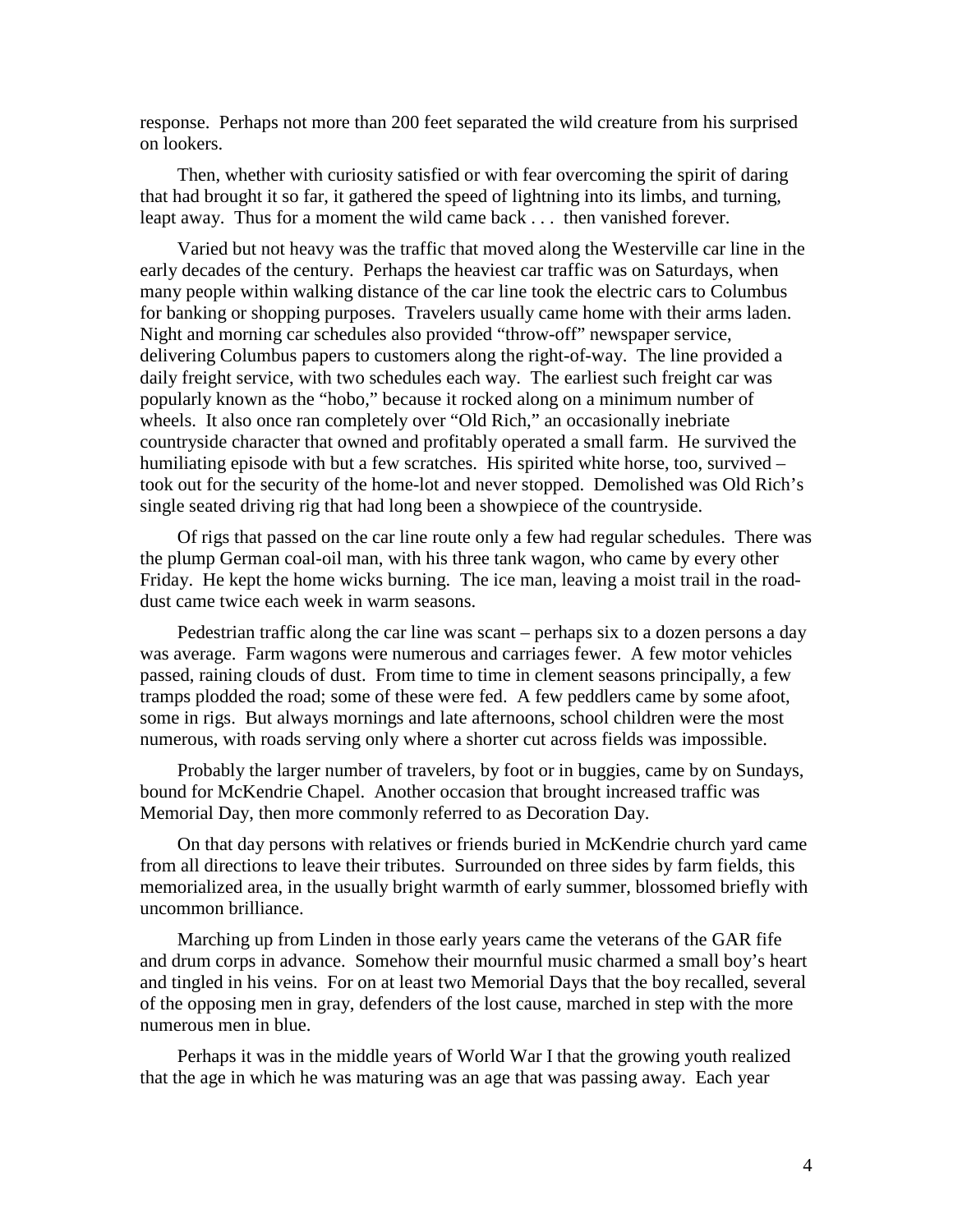response. Perhaps not more than 200 feet separated the wild creature from his surprised on lookers.

Then, whether with curiosity satisfied or with fear overcoming the spirit of daring that had brought it so far, it gathered the speed of lightning into its limbs, and turning, leapt away. Thus for a moment the wild came back . . . then vanished forever.

Varied but not heavy was the traffic that moved along the Westerville car line in the early decades of the century. Perhaps the heaviest car traffic was on Saturdays, when many people within walking distance of the car line took the electric cars to Columbus for banking or shopping purposes. Travelers usually came home with their arms laden. Night and morning car schedules also provided "throw-off" newspaper service, delivering Columbus papers to customers along the right-of-way. The line provided a daily freight service, with two schedules each way. The earliest such freight car was popularly known as the "hobo," because it rocked along on a minimum number of wheels. It also once ran completely over "Old Rich," an occasionally inebriate countryside character that owned and profitably operated a small farm. He survived the humiliating episode with but a few scratches. His spirited white horse, too, survived – took out for the security of the home-lot and never stopped. Demolished was Old Rich's single seated driving rig that had long been a showpiece of the countryside.

Of rigs that passed on the car line route only a few had regular schedules. There was the plump German coal-oil man, with his three tank wagon, who came by every other Friday. He kept the home wicks burning. The ice man, leaving a moist trail in the road-dust came twice each week in warm seasons.

Pedestrian traffic along the car line was scant – perhaps six to a dozen persons a day was average. Farm wagons were numerous and carriages fewer. A few motor vehicles passed, raining clouds of dust. From time to time in clement seasons principally, a few tramps plodded the road; some of these were fed. A few peddlers came by some afoot, some in rigs. But always mornings and late afternoons, school children were the most numerous, with roads serving only where a shorter cut across fields was impossible.

Probably the larger number of travelers, by foot or in buggies, came by on Sundays, bound for McKendrie Chapel. Another occasion that brought increased traffic was Memorial Day, then more commonly referred to as Decoration Day.

On that day persons with relatives or friends buried in McKendrie church yard came from all directions to leave their tributes. Surrounded on three sides by farm fields, this memorialized area, in the usually bright warmth of early summer, blossomed briefly with uncommon brilliance.

Marching up from Linden in those early years came the veterans of the GAR fife and drum corps in advance. Somehow their mournful music charmed a small boy's heart and tingled in his veins. For on at least two Memorial Days that the boy recalled, several of the opposing men in gray, defenders of the lost cause, marched in step with the more numerous men in blue.

Perhaps it was in the middle years of World War I that the growing youth realized that the age in which he was maturing was an age that was passing away. Each year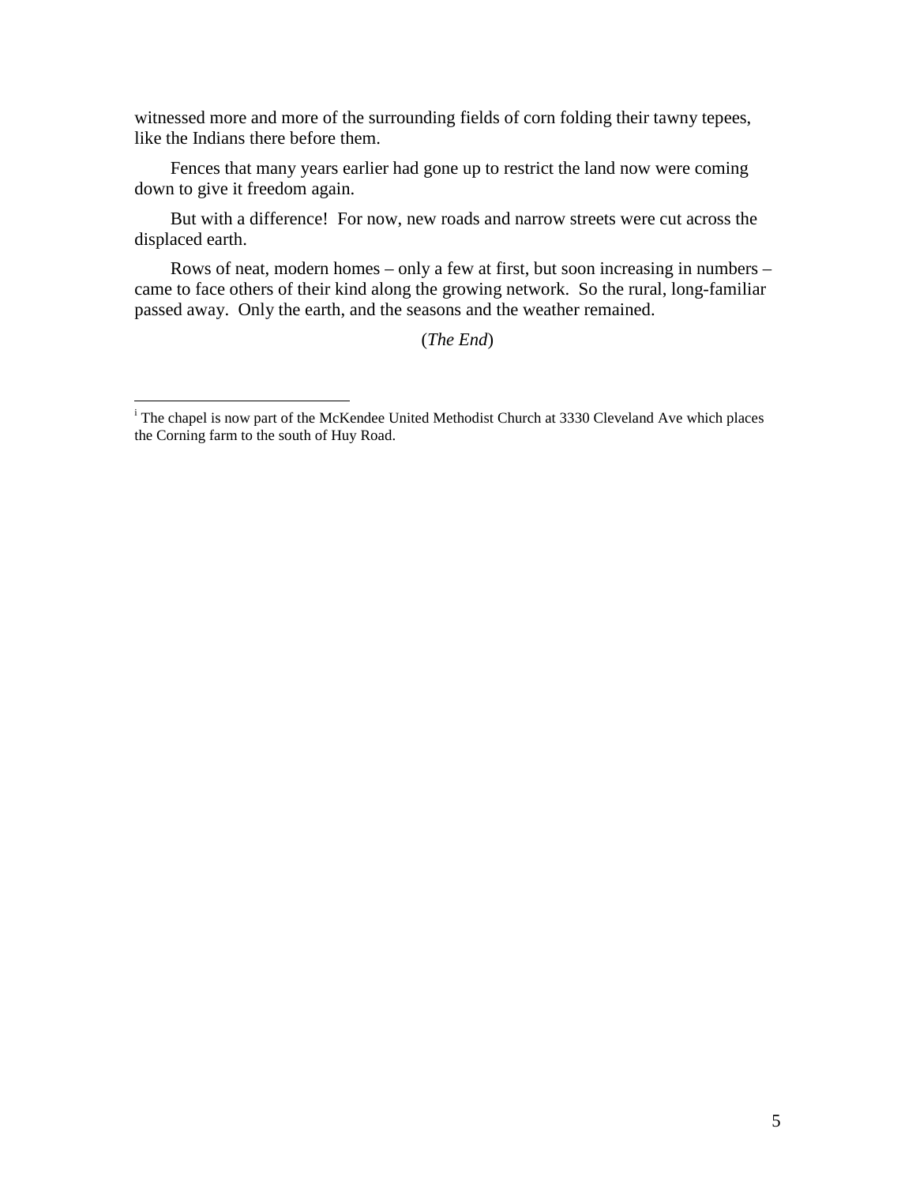witnessed more and more of the surrounding fields of corn folding their tawny tepees, like the Indians there before them.

Fences that many years earlier had gone up to restrict the land now were coming down to give it freedom again.

But with a difference! For now, new roads and narrow streets were cut across the displaced earth.

Rows of neat, modern homes – only a few at first, but soon increasing in numbers – came to face others of their kind along the growing network. So the rural, long-familiar passed away. Only the earth, and the seasons and the weather remained.

(*The End*)

---

[i] The chapel is now part of the McKendee United Methodist Church at 3330 Cleveland Ave which places the Corning farm to the south of Huy Road.